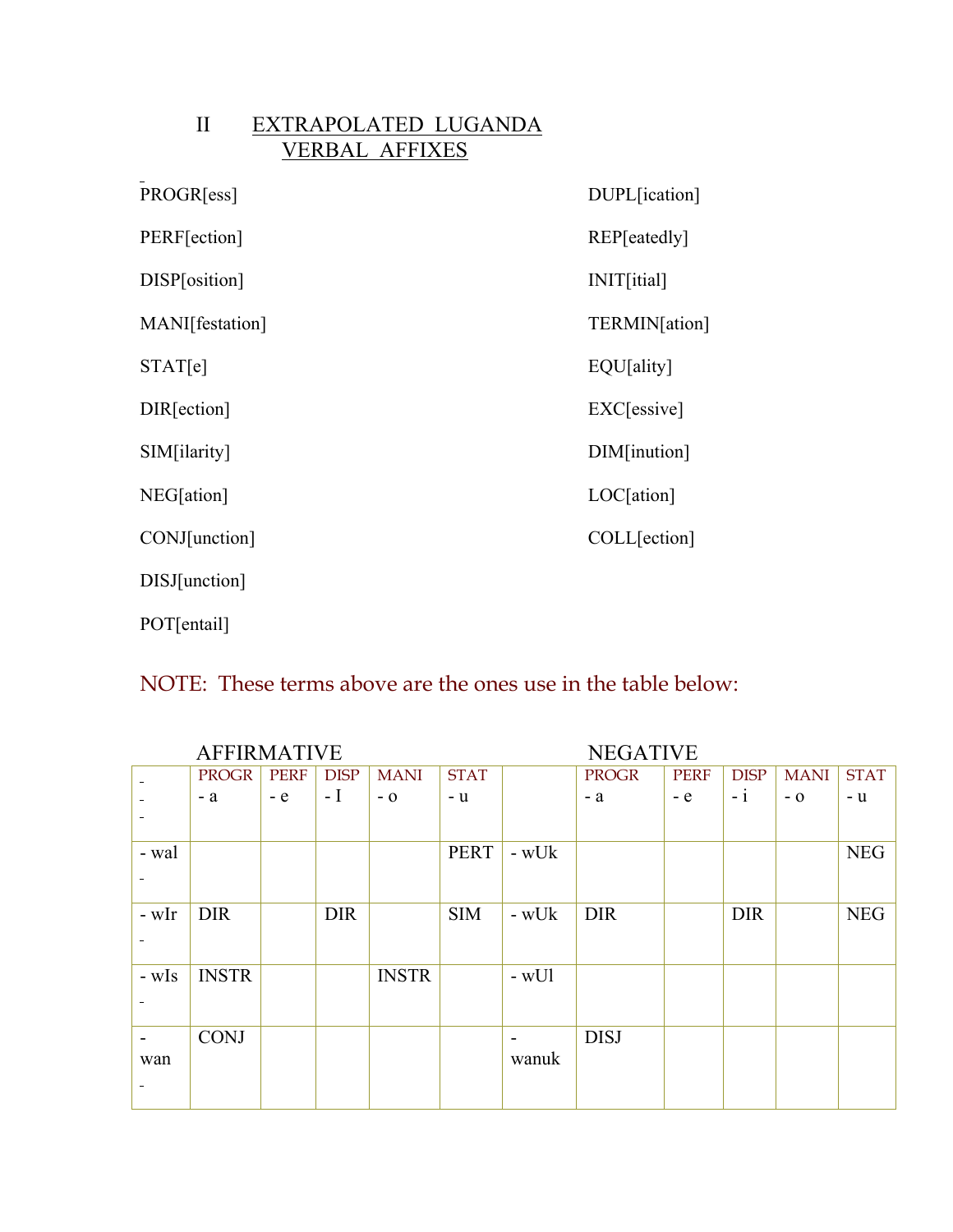## II EXTRAPOLATED LUGANDA VERBAL AFFIXES

PROGR[ess]

PERF[ection]

DISP[osition]

MANI[festation]

STAT[e]

DIR[ection]

SIM[ilarity]

NEG[ation]

CONJ[unction]

DISJ[unction]

POT[entail]

DUPL[ication]

REP[eatedly]

INIT[itial]

TERMIN[ation]

EQU[ality]

EXC[essive]

DIM[inution]

LOC[ation]

COLL[ection]

NOTE: These terms above are the ones use in the table below:

| | AFFIRMATIVE | | | | | NEGATIVE | | | | | |
|---|---|---|---|---|---|---|---|---|---|---|---|
| - - - | PROGR - a | PERF - e | DISP - I | MANI - o | STAT - u | | PROGR - a | PERF - e | DISP - i | MANI - o | STAT - u |
| - wal - | | | | | PERT | - wUk | | | | | NEG |
| - wIr - | DIR | | DIR | | SIM | - wUk | DIR | | DIR | | NEG |
| - wIs - | INSTR | | | INSTR | | - wUl | | | | | |
| - wan - | CONJ | | | | | - wanuk | DISJ | | | | |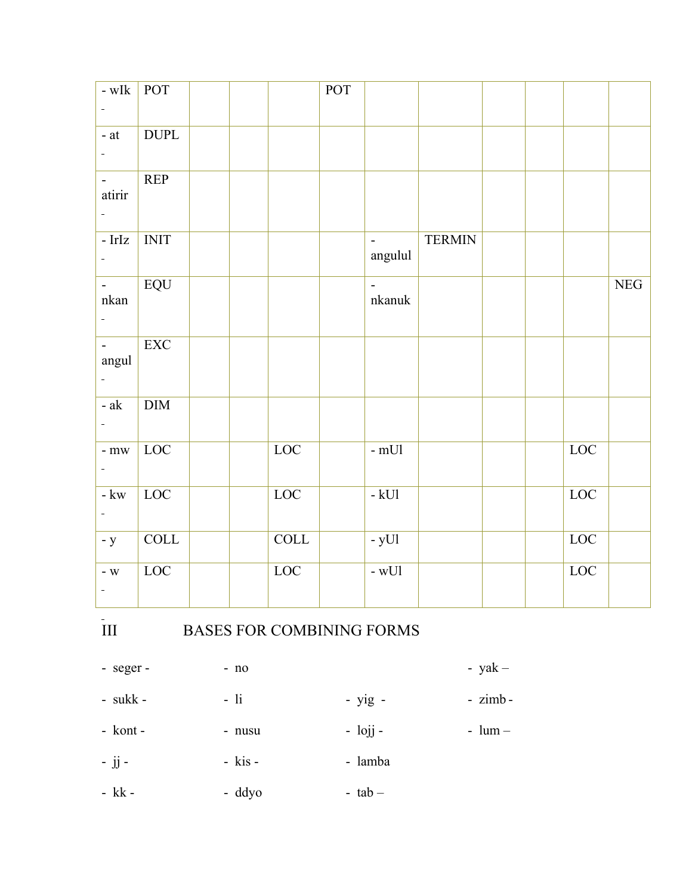| | | | | | | | | | | | |
|---|---|---|---|---|---|---|---|---|---|---|---|
| - wIk - | POT | | | | POT | | | | | | |
| - at - | DUPL | | | | | | | | | | |
| - atirir - | REP | | | | | | | | | | |
| - IrIz - | INIT | | | | | - angulul | TERMIN | | | | |
| - nkan - | EQU | | | | | - nkanuk | | | | | NEG |
| - angul - | EXC | | | | | | | | | | |
| - ak - | DIM | | | | | | | | | | |
| - mw - | LOC | | | LOC | | - mUl | | | | LOC | |
| - kw - | LOC | | | LOC | | - kUl | | | | LOC | |
| - y | COLL | | | COLL | | - yUl | | | | LOC | |
| - w - | LOC | | | LOC | | - wUl | | | | LOC | |

## III BASES FOR COMBINING FORMS

| | | | |
|---|---|---|---|
| - seger - | - no | | - yak – |
| - sukk - | - li | - yig - | - zimb - |
| - kont - | - nusu | - lojj - | - lum – |
| - jj - | - kis - | - lamba | |
| - kk - | - ddyo | - tab – | |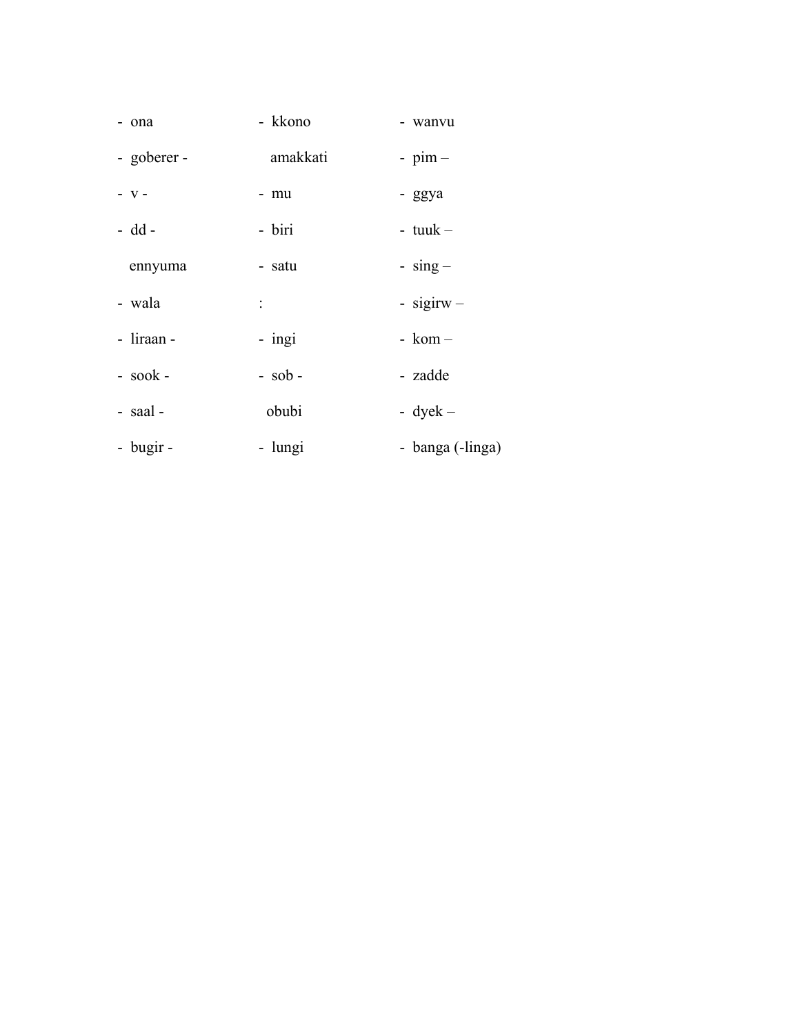- ona
- goberer -
- v -
- dd -
  ennyuma
- wala
- liraan -
- sook -
- saal -
- bugir -

- kkono
  amakkati
- mu
- biri
- satu
  :
- ingi
- sob -
  obubi
- lungi

- wanvu
- pim –
- ggya
- tuuk –
- sing –
- sigirw –
- kom –
- zadde
- dyek –
- banga (-linga)